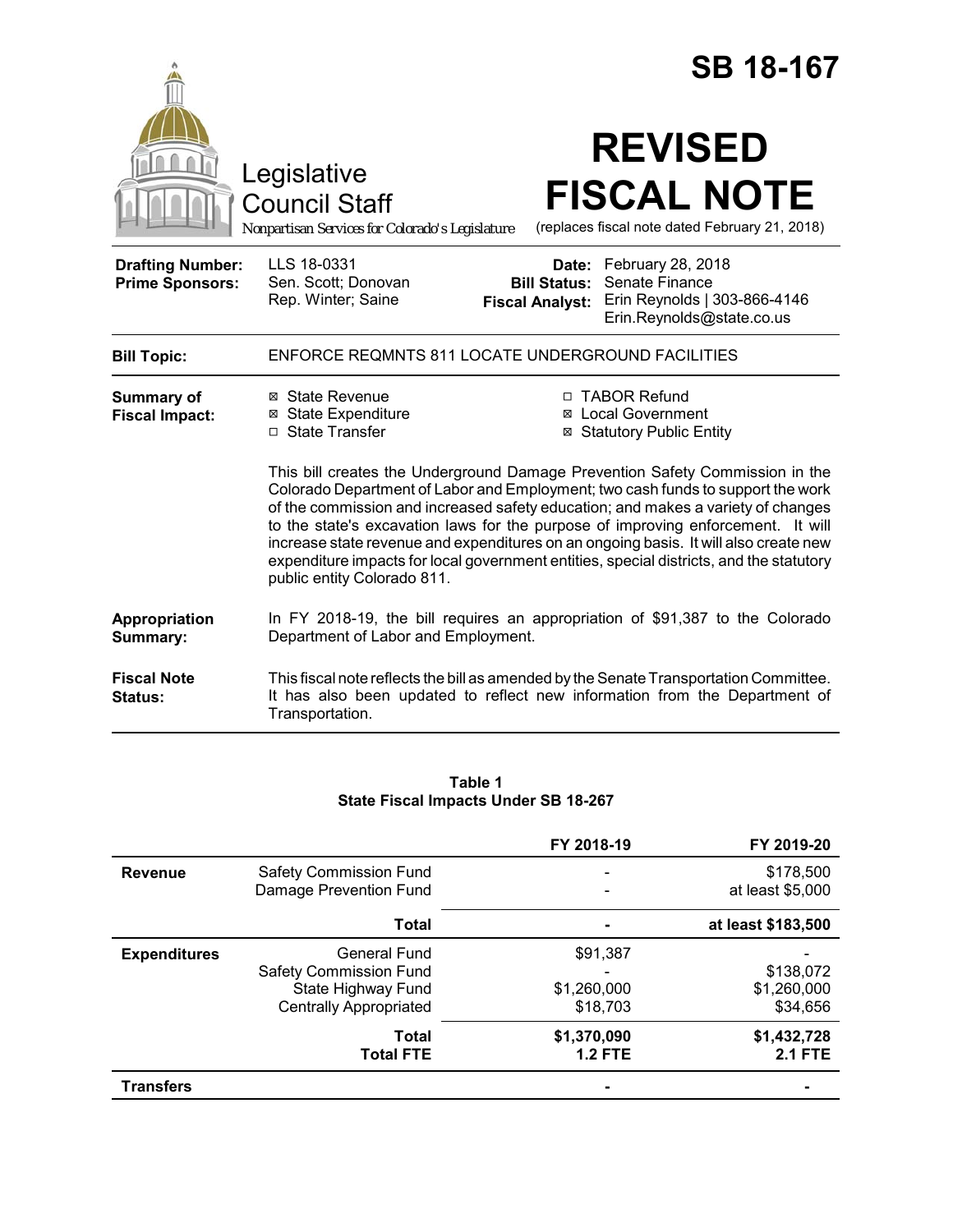# SB 18-167

Legislative Council Staff

*Nonpartisan Services for Colorado's Legislature*

# REVISED FISCAL NOTE

(replaces fiscal note dated February 21, 2018)

| | | | |
|---|---|---|---|
| **Drafting Number:** | LLS 18-0331 | **Date:** | February 28, 2018 |
| **Prime Sponsors:** | Sen. Scott; Donovan<br>Rep. Winter; Saine | **Bill Status:** | Senate Finance |
| | | **Fiscal Analyst:** | Erin Reynolds \| 303-866-4146<br>Erin.Reynolds@state.co.us |

**Bill Topic:** ENFORCE REQMNTS 811 LOCATE UNDERGROUND FACILITIES

**Summary of Fiscal Impact:**

- ☒ State Revenue
- ☒ State Expenditure
- ☐ State Transfer
- ☐ TABOR Refund
- ☒ Local Government
- ☒ Statutory Public Entity

This bill creates the Underground Damage Prevention Safety Commission in the Colorado Department of Labor and Employment; two cash funds to support the work of the commission and increased safety education; and makes a variety of changes to the state's excavation laws for the purpose of improving enforcement. It will increase state revenue and expenditures on an ongoing basis. It will also create new expenditure impacts for local government entities, special districts, and the statutory public entity Colorado 811.

**Appropriation Summary:** In FY 2018-19, the bill requires an appropriation of $91,387 to the Colorado Department of Labor and Employment.

**Fiscal Note Status:** This fiscal note reflects the bill as amended by the Senate Transportation Committee. It has also been updated to reflect new information from the Department of Transportation.

**Table 1**
**State Fiscal Impacts Under SB 18-267**

| | | FY 2018-19 | FY 2019-20 |
|---|---|---|---|
| **Revenue** | Safety Commission Fund | - | $178,500 |
| | Damage Prevention Fund | - | at least $5,000 |
| | **Total** | **-** | **at least $183,500** |
| **Expenditures** | General Fund | $91,387 | - |
| | Safety Commission Fund | - | $138,072 |
| | State Highway Fund | $1,260,000 | $1,260,000 |
| | Centrally Appropriated | $18,703 | $34,656 |
| | **Total** | **$1,370,090** | **$1,432,728** |
| | **Total FTE** | **1.2 FTE** | **2.1 FTE** |
| **Transfers** | | **-** | **-** |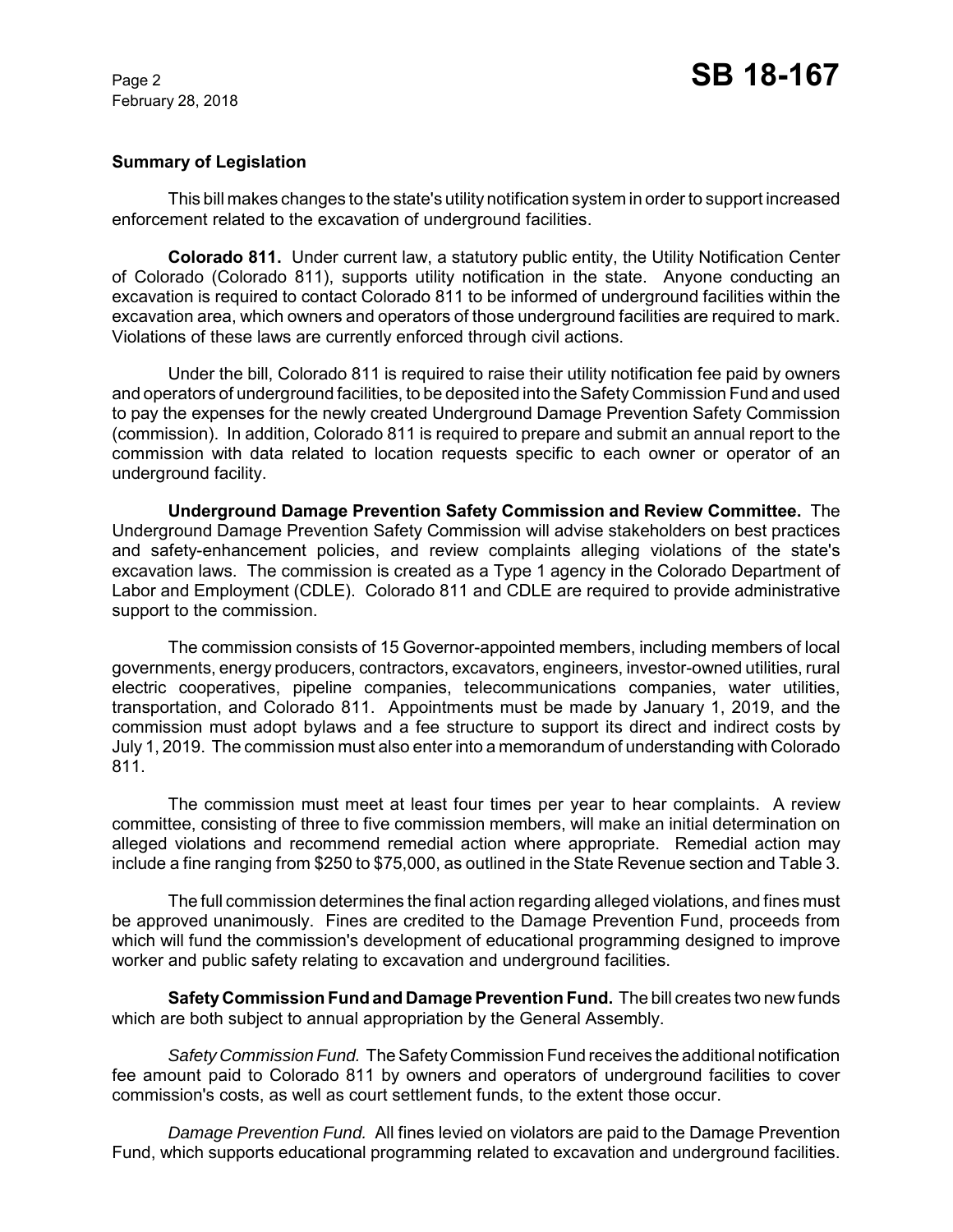## Summary of Legislation

This bill makes changes to the state's utility notification system in order to support increased enforcement related to the excavation of underground facilities.

**Colorado 811.** Under current law, a statutory public entity, the Utility Notification Center of Colorado (Colorado 811), supports utility notification in the state. Anyone conducting an excavation is required to contact Colorado 811 to be informed of underground facilities within the excavation area, which owners and operators of those underground facilities are required to mark. Violations of these laws are currently enforced through civil actions.

Under the bill, Colorado 811 is required to raise their utility notification fee paid by owners and operators of underground facilities, to be deposited into the Safety Commission Fund and used to pay the expenses for the newly created Underground Damage Prevention Safety Commission (commission). In addition, Colorado 811 is required to prepare and submit an annual report to the commission with data related to location requests specific to each owner or operator of an underground facility.

**Underground Damage Prevention Safety Commission and Review Committee.** The Underground Damage Prevention Safety Commission will advise stakeholders on best practices and safety-enhancement policies, and review complaints alleging violations of the state's excavation laws. The commission is created as a Type 1 agency in the Colorado Department of Labor and Employment (CDLE). Colorado 811 and CDLE are required to provide administrative support to the commission.

The commission consists of 15 Governor-appointed members, including members of local governments, energy producers, contractors, excavators, engineers, investor-owned utilities, rural electric cooperatives, pipeline companies, telecommunications companies, water utilities, transportation, and Colorado 811. Appointments must be made by January 1, 2019, and the commission must adopt bylaws and a fee structure to support its direct and indirect costs by July 1, 2019. The commission must also enter into a memorandum of understanding with Colorado 811.

The commission must meet at least four times per year to hear complaints. A review committee, consisting of three to five commission members, will make an initial determination on alleged violations and recommend remedial action where appropriate. Remedial action may include a fine ranging from $250 to $75,000, as outlined in the State Revenue section and Table 3.

The full commission determines the final action regarding alleged violations, and fines must be approved unanimously. Fines are credited to the Damage Prevention Fund, proceeds from which will fund the commission's development of educational programming designed to improve worker and public safety relating to excavation and underground facilities.

**Safety Commission Fund and Damage Prevention Fund.** The bill creates two new funds which are both subject to annual appropriation by the General Assembly.

*Safety Commission Fund.* The Safety Commission Fund receives the additional notification fee amount paid to Colorado 811 by owners and operators of underground facilities to cover commission's costs, as well as court settlement funds, to the extent those occur.

*Damage Prevention Fund.* All fines levied on violators are paid to the Damage Prevention Fund, which supports educational programming related to excavation and underground facilities.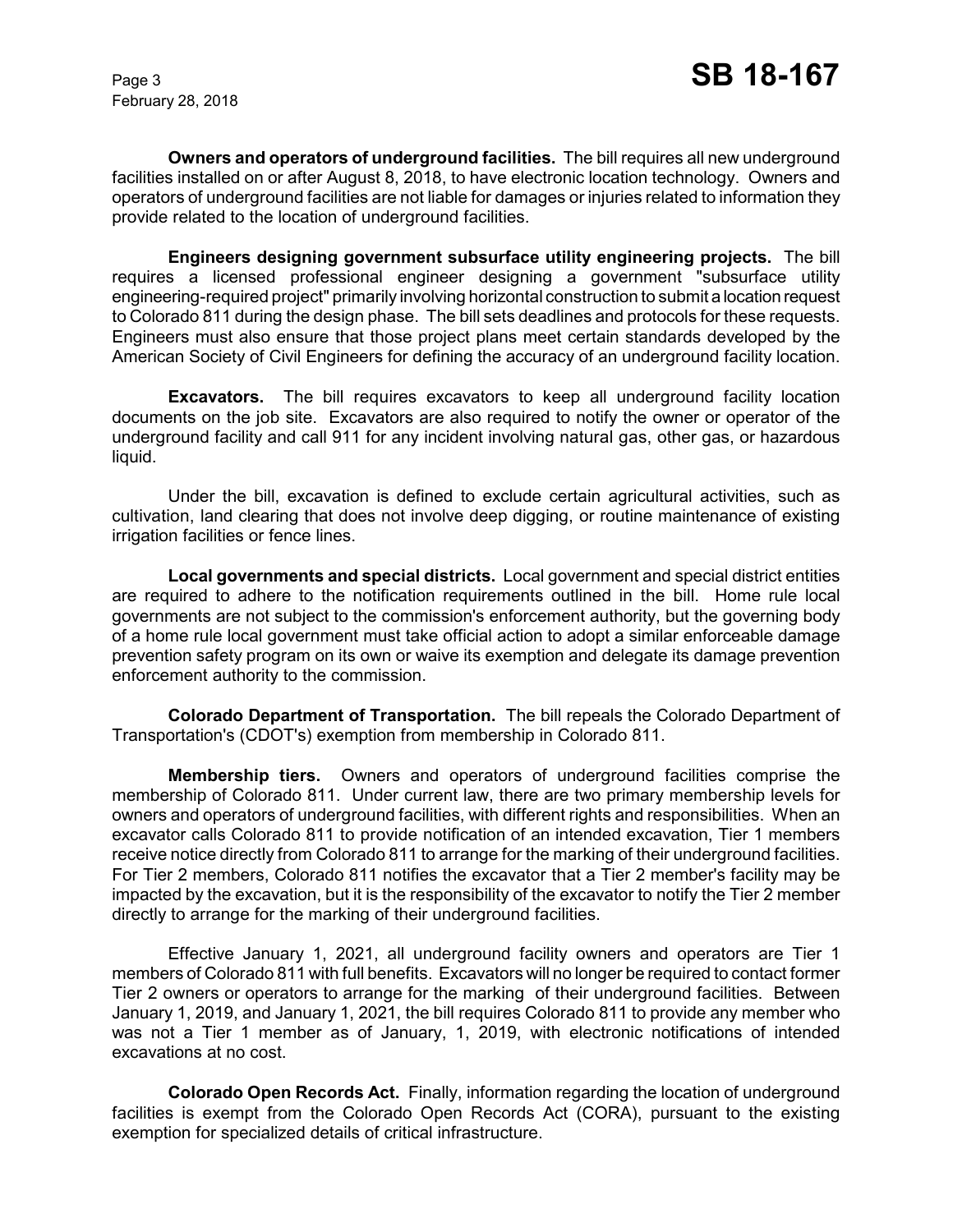**Owners and operators of underground facilities.** The bill requires all new underground facilities installed on or after August 8, 2018, to have electronic location technology. Owners and operators of underground facilities are not liable for damages or injuries related to information they provide related to the location of underground facilities.

**Engineers designing government subsurface utility engineering projects.** The bill requires a licensed professional engineer designing a government "subsurface utility engineering-required project" primarily involving horizontal construction to submit a location request to Colorado 811 during the design phase. The bill sets deadlines and protocols for these requests. Engineers must also ensure that those project plans meet certain standards developed by the American Society of Civil Engineers for defining the accuracy of an underground facility location.

**Excavators.** The bill requires excavators to keep all underground facility location documents on the job site. Excavators are also required to notify the owner or operator of the underground facility and call 911 for any incident involving natural gas, other gas, or hazardous liquid.

Under the bill, excavation is defined to exclude certain agricultural activities, such as cultivation, land clearing that does not involve deep digging, or routine maintenance of existing irrigation facilities or fence lines.

**Local governments and special districts.** Local government and special district entities are required to adhere to the notification requirements outlined in the bill. Home rule local governments are not subject to the commission's enforcement authority, but the governing body of a home rule local government must take official action to adopt a similar enforceable damage prevention safety program on its own or waive its exemption and delegate its damage prevention enforcement authority to the commission.

**Colorado Department of Transportation.** The bill repeals the Colorado Department of Transportation's (CDOT's) exemption from membership in Colorado 811.

**Membership tiers.** Owners and operators of underground facilities comprise the membership of Colorado 811. Under current law, there are two primary membership levels for owners and operators of underground facilities, with different rights and responsibilities. When an excavator calls Colorado 811 to provide notification of an intended excavation, Tier 1 members receive notice directly from Colorado 811 to arrange for the marking of their underground facilities. For Tier 2 members, Colorado 811 notifies the excavator that a Tier 2 member's facility may be impacted by the excavation, but it is the responsibility of the excavator to notify the Tier 2 member directly to arrange for the marking of their underground facilities.

Effective January 1, 2021, all underground facility owners and operators are Tier 1 members of Colorado 811 with full benefits. Excavators will no longer be required to contact former Tier 2 owners or operators to arrange for the marking of their underground facilities. Between January 1, 2019, and January 1, 2021, the bill requires Colorado 811 to provide any member who was not a Tier 1 member as of January, 1, 2019, with electronic notifications of intended excavations at no cost.

**Colorado Open Records Act.** Finally, information regarding the location of underground facilities is exempt from the Colorado Open Records Act (CORA), pursuant to the existing exemption for specialized details of critical infrastructure.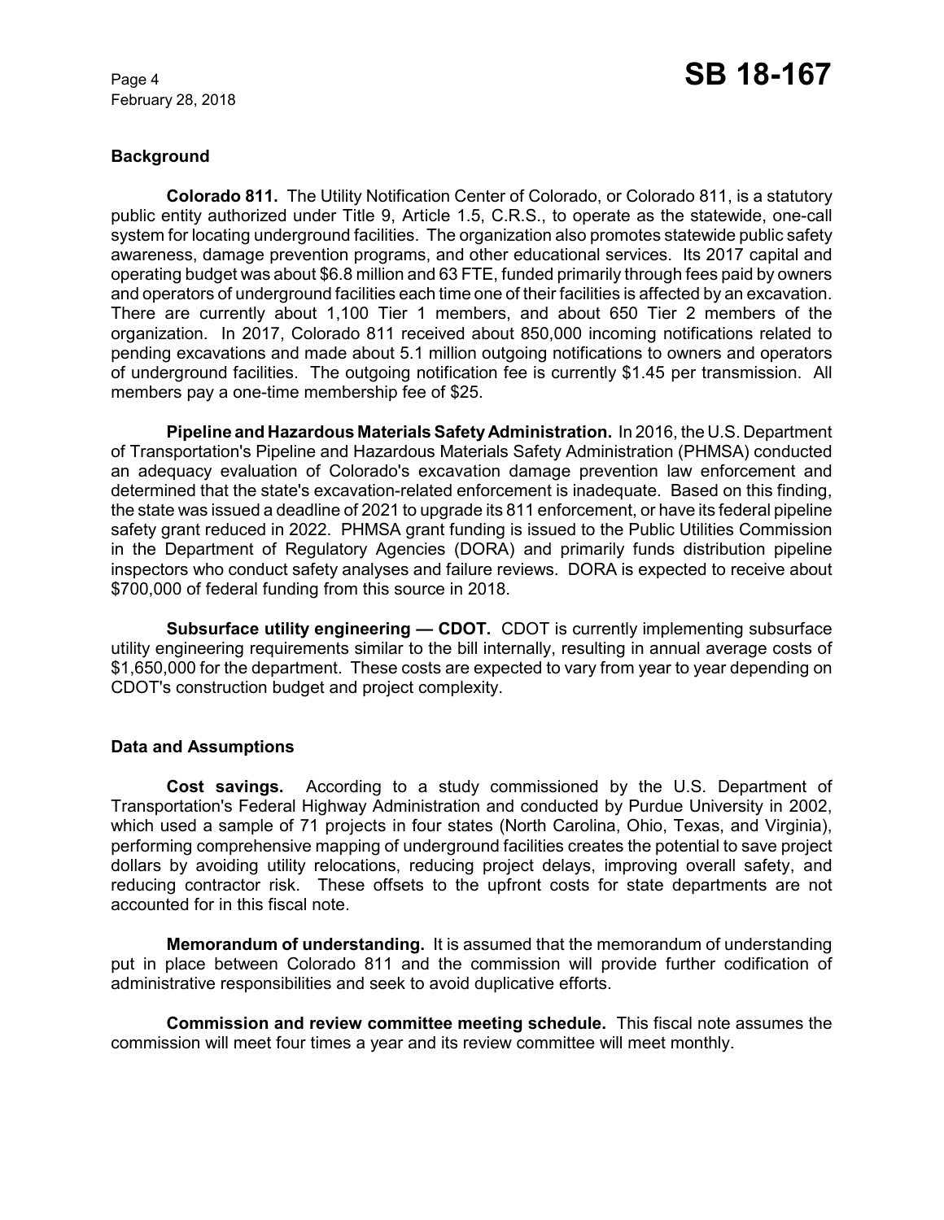## Background

**Colorado 811.** The Utility Notification Center of Colorado, or Colorado 811, is a statutory public entity authorized under Title 9, Article 1.5, C.R.S., to operate as the statewide, one-call system for locating underground facilities. The organization also promotes statewide public safety awareness, damage prevention programs, and other educational services. Its 2017 capital and operating budget was about $6.8 million and 63 FTE, funded primarily through fees paid by owners and operators of underground facilities each time one of their facilities is affected by an excavation. There are currently about 1,100 Tier 1 members, and about 650 Tier 2 members of the organization. In 2017, Colorado 811 received about 850,000 incoming notifications related to pending excavations and made about 5.1 million outgoing notifications to owners and operators of underground facilities. The outgoing notification fee is currently $1.45 per transmission. All members pay a one-time membership fee of $25.

**Pipeline and Hazardous Materials Safety Administration.** In 2016, the U.S. Department of Transportation's Pipeline and Hazardous Materials Safety Administration (PHMSA) conducted an adequacy evaluation of Colorado's excavation damage prevention law enforcement and determined that the state's excavation-related enforcement is inadequate. Based on this finding, the state was issued a deadline of 2021 to upgrade its 811 enforcement, or have its federal pipeline safety grant reduced in 2022. PHMSA grant funding is issued to the Public Utilities Commission in the Department of Regulatory Agencies (DORA) and primarily funds distribution pipeline inspectors who conduct safety analyses and failure reviews. DORA is expected to receive about $700,000 of federal funding from this source in 2018.

**Subsurface utility engineering — CDOT.** CDOT is currently implementing subsurface utility engineering requirements similar to the bill internally, resulting in annual average costs of $1,650,000 for the department. These costs are expected to vary from year to year depending on CDOT's construction budget and project complexity.

## Data and Assumptions

**Cost savings.** According to a study commissioned by the U.S. Department of Transportation's Federal Highway Administration and conducted by Purdue University in 2002, which used a sample of 71 projects in four states (North Carolina, Ohio, Texas, and Virginia), performing comprehensive mapping of underground facilities creates the potential to save project dollars by avoiding utility relocations, reducing project delays, improving overall safety, and reducing contractor risk. These offsets to the upfront costs for state departments are not accounted for in this fiscal note.

**Memorandum of understanding.** It is assumed that the memorandum of understanding put in place between Colorado 811 and the commission will provide further codification of administrative responsibilities and seek to avoid duplicative efforts.

**Commission and review committee meeting schedule.** This fiscal note assumes the commission will meet four times a year and its review committee will meet monthly.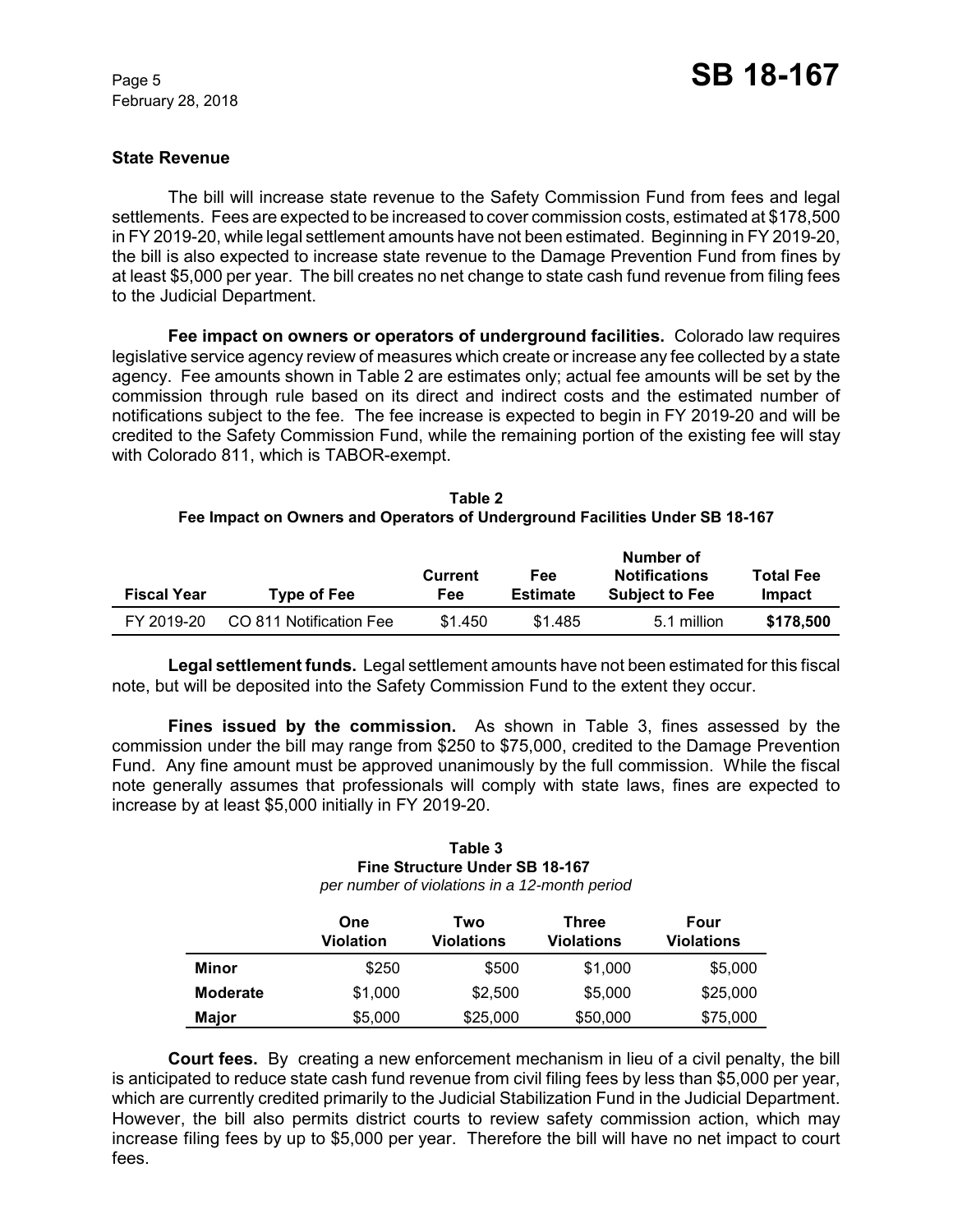### State Revenue

The bill will increase state revenue to the Safety Commission Fund from fees and legal settlements. Fees are expected to be increased to cover commission costs, estimated at $178,500 in FY 2019-20, while legal settlement amounts have not been estimated. Beginning in FY 2019-20, the bill is also expected to increase state revenue to the Damage Prevention Fund from fines by at least $5,000 per year. The bill creates no net change to state cash fund revenue from filing fees to the Judicial Department.

**Fee impact on owners or operators of underground facilities.** Colorado law requires legislative service agency review of measures which create or increase any fee collected by a state agency. Fee amounts shown in Table 2 are estimates only; actual fee amounts will be set by the commission through rule based on its direct and indirect costs and the estimated number of notifications subject to the fee. The fee increase is expected to begin in FY 2019-20 and will be credited to the Safety Commission Fund, while the remaining portion of the existing fee will stay with Colorado 811, which is TABOR-exempt.

**Table 2**
**Fee Impact on Owners and Operators of Underground Facilities Under SB 18-167**

| Fiscal Year | Type of Fee | Current Fee | Fee Estimate | Number of Notifications Subject to Fee | Total Fee Impact |
|---|---|---|---|---|---|
| FY 2019-20 | CO 811 Notification Fee | $1.450 | $1.485 | 5.1 million | **$178,500** |

**Legal settlement funds.** Legal settlement amounts have not been estimated for this fiscal note, but will be deposited into the Safety Commission Fund to the extent they occur.

**Fines issued by the commission.** As shown in Table 3, fines assessed by the commission under the bill may range from $250 to $75,000, credited to the Damage Prevention Fund. Any fine amount must be approved unanimously by the full commission. While the fiscal note generally assumes that professionals will comply with state laws, fines are expected to increase by at least $5,000 initially in FY 2019-20.

**Table 3**
**Fine Structure Under SB 18-167**
*per number of violations in a 12-month period*

| | One Violation | Two Violations | Three Violations | Four Violations |
|---|---|---|---|---|
| **Minor** | $250 | $500 | $1,000 | $5,000 |
| **Moderate** | $1,000 | $2,500 | $5,000 | $25,000 |
| **Major** | $5,000 | $25,000 | $50,000 | $75,000 |

**Court fees.** By creating a new enforcement mechanism in lieu of a civil penalty, the bill is anticipated to reduce state cash fund revenue from civil filing fees by less than $5,000 per year, which are currently credited primarily to the Judicial Stabilization Fund in the Judicial Department. However, the bill also permits district courts to review safety commission action, which may increase filing fees by up to $5,000 per year. Therefore the bill will have no net impact to court fees.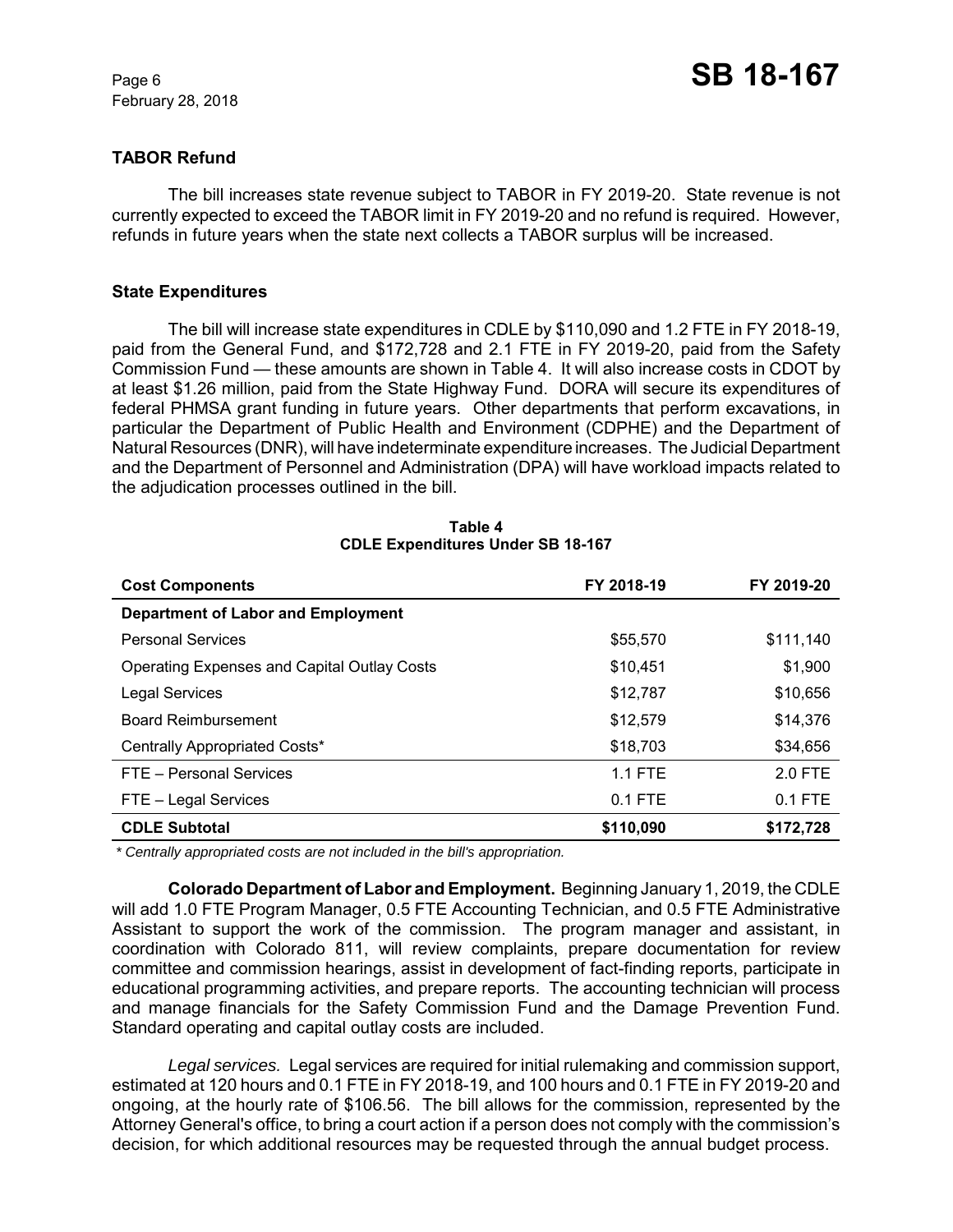### TABOR Refund

The bill increases state revenue subject to TABOR in FY 2019-20. State revenue is not currently expected to exceed the TABOR limit in FY 2019-20 and no refund is required. However, refunds in future years when the state next collects a TABOR surplus will be increased.

### State Expenditures

The bill will increase state expenditures in CDLE by $110,090 and 1.2 FTE in FY 2018-19, paid from the General Fund, and $172,728 and 2.1 FTE in FY 2019-20, paid from the Safety Commission Fund — these amounts are shown in Table 4. It will also increase costs in CDOT by at least $1.26 million, paid from the State Highway Fund. DORA will secure its expenditures of federal PHMSA grant funding in future years. Other departments that perform excavations, in particular the Department of Public Health and Environment (CDPHE) and the Department of Natural Resources (DNR), will have indeterminate expenditure increases. The Judicial Department and the Department of Personnel and Administration (DPA) will have workload impacts related to the adjudication processes outlined in the bill.

**Table 4**
**CDLE Expenditures Under SB 18-167**

| Cost Components | FY 2018-19 | FY 2019-20 |
|---|---|---|
| **Department of Labor and Employment** | | |
| Personal Services | $55,570 | $111,140 |
| Operating Expenses and Capital Outlay Costs | $10,451 | $1,900 |
| Legal Services | $12,787 | $10,656 |
| Board Reimbursement | $12,579 | $14,376 |
| Centrally Appropriated Costs* | $18,703 | $34,656 |
| FTE – Personal Services | 1.1 FTE | 2.0 FTE |
| FTE – Legal Services | 0.1 FTE | 0.1 FTE |
| **CDLE Subtotal** | **$110,090** | **$172,728** |

*\* Centrally appropriated costs are not included in the bill's appropriation.*

**Colorado Department of Labor and Employment.** Beginning January 1, 2019, the CDLE will add 1.0 FTE Program Manager, 0.5 FTE Accounting Technician, and 0.5 FTE Administrative Assistant to support the work of the commission. The program manager and assistant, in coordination with Colorado 811, will review complaints, prepare documentation for review committee and commission hearings, assist in development of fact-finding reports, participate in educational programming activities, and prepare reports. The accounting technician will process and manage financials for the Safety Commission Fund and the Damage Prevention Fund. Standard operating and capital outlay costs are included.

*Legal services.* Legal services are required for initial rulemaking and commission support, estimated at 120 hours and 0.1 FTE in FY 2018-19, and 100 hours and 0.1 FTE in FY 2019-20 and ongoing, at the hourly rate of $106.56. The bill allows for the commission, represented by the Attorney General's office, to bring a court action if a person does not comply with the commission's decision, for which additional resources may be requested through the annual budget process.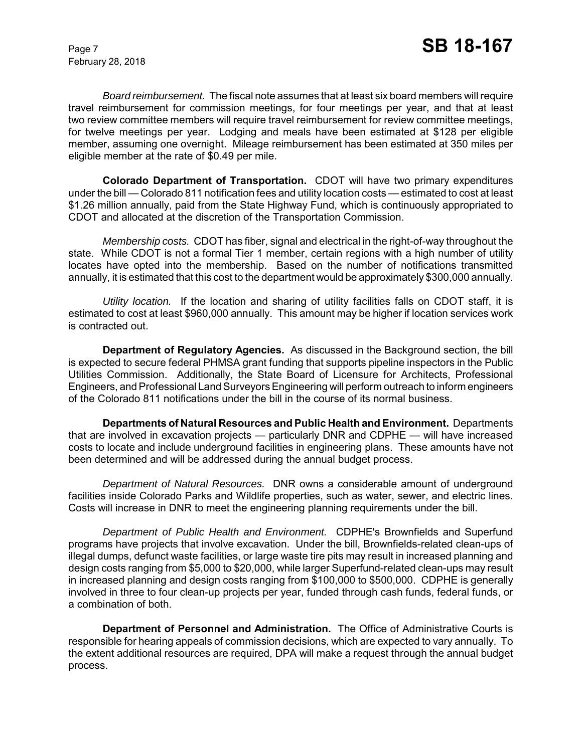*Board reimbursement.* The fiscal note assumes that at least six board members will require travel reimbursement for commission meetings, for four meetings per year, and that at least two review committee members will require travel reimbursement for review committee meetings, for twelve meetings per year. Lodging and meals have been estimated at $128 per eligible member, assuming one overnight. Mileage reimbursement has been estimated at 350 miles per eligible member at the rate of $0.49 per mile.

**Colorado Department of Transportation.** CDOT will have two primary expenditures under the bill — Colorado 811 notification fees and utility location costs — estimated to cost at least $1.26 million annually, paid from the State Highway Fund, which is continuously appropriated to CDOT and allocated at the discretion of the Transportation Commission.

*Membership costs.* CDOT has fiber, signal and electrical in the right-of-way throughout the state. While CDOT is not a formal Tier 1 member, certain regions with a high number of utility locates have opted into the membership. Based on the number of notifications transmitted annually, it is estimated that this cost to the department would be approximately $300,000 annually.

*Utility location.* If the location and sharing of utility facilities falls on CDOT staff, it is estimated to cost at least $960,000 annually. This amount may be higher if location services work is contracted out.

**Department of Regulatory Agencies.** As discussed in the Background section, the bill is expected to secure federal PHMSA grant funding that supports pipeline inspectors in the Public Utilities Commission. Additionally, the State Board of Licensure for Architects, Professional Engineers, and Professional Land Surveyors Engineering will perform outreach to inform engineers of the Colorado 811 notifications under the bill in the course of its normal business.

**Departments of Natural Resources and Public Health and Environment.** Departments that are involved in excavation projects — particularly DNR and CDPHE — will have increased costs to locate and include underground facilities in engineering plans. These amounts have not been determined and will be addressed during the annual budget process.

*Department of Natural Resources.* DNR owns a considerable amount of underground facilities inside Colorado Parks and Wildlife properties, such as water, sewer, and electric lines. Costs will increase in DNR to meet the engineering planning requirements under the bill.

*Department of Public Health and Environment.* CDPHE's Brownfields and Superfund programs have projects that involve excavation. Under the bill, Brownfields-related clean-ups of illegal dumps, defunct waste facilities, or large waste tire pits may result in increased planning and design costs ranging from $5,000 to $20,000, while larger Superfund-related clean-ups may result in increased planning and design costs ranging from $100,000 to $500,000. CDPHE is generally involved in three to four clean-up projects per year, funded through cash funds, federal funds, or a combination of both.

**Department of Personnel and Administration.** The Office of Administrative Courts is responsible for hearing appeals of commission decisions, which are expected to vary annually. To the extent additional resources are required, DPA will make a request through the annual budget process.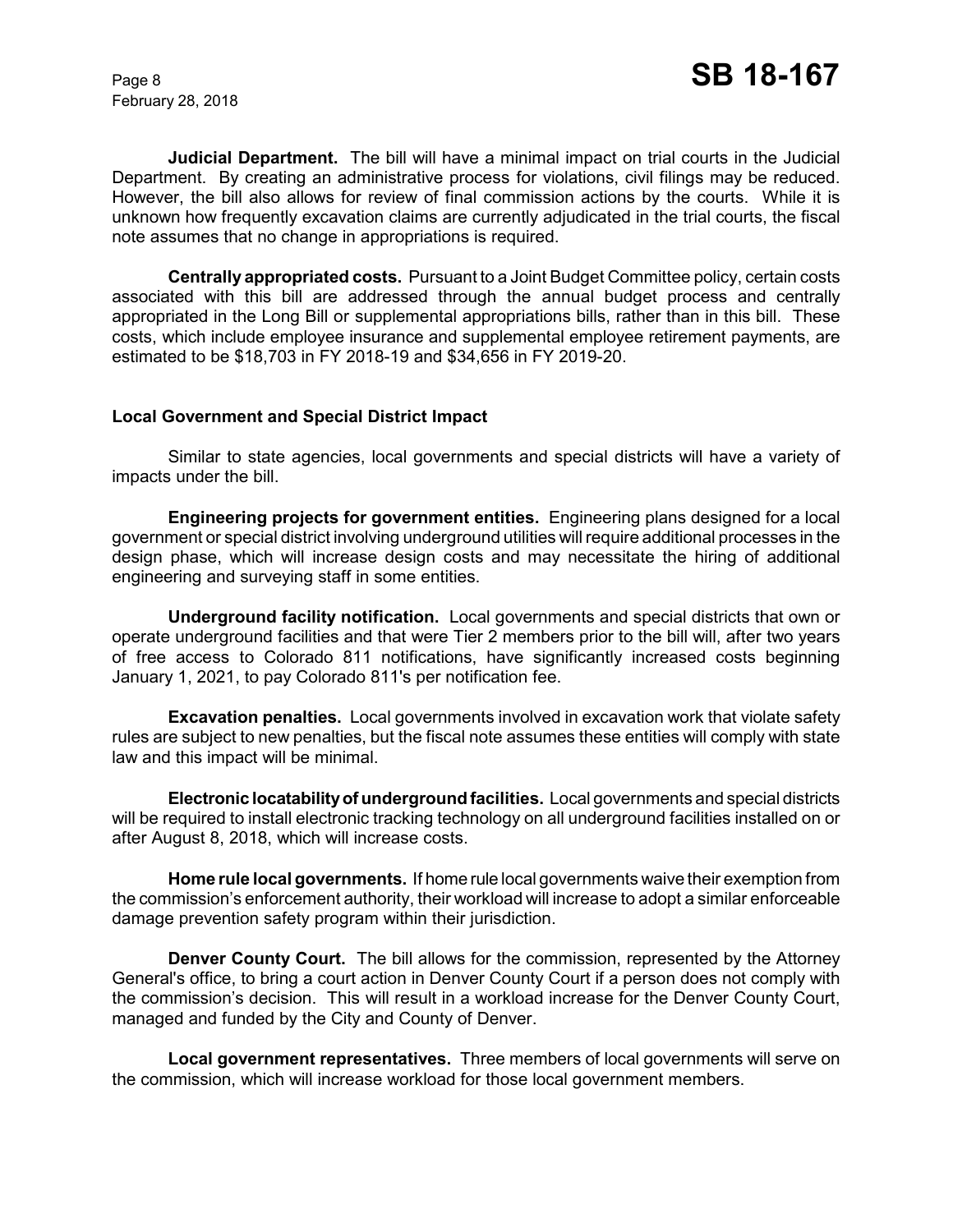**Judicial Department.** The bill will have a minimal impact on trial courts in the Judicial Department. By creating an administrative process for violations, civil filings may be reduced. However, the bill also allows for review of final commission actions by the courts. While it is unknown how frequently excavation claims are currently adjudicated in the trial courts, the fiscal note assumes that no change in appropriations is required.

**Centrally appropriated costs.** Pursuant to a Joint Budget Committee policy, certain costs associated with this bill are addressed through the annual budget process and centrally appropriated in the Long Bill or supplemental appropriations bills, rather than in this bill. These costs, which include employee insurance and supplemental employee retirement payments, are estimated to be $18,703 in FY 2018-19 and $34,656 in FY 2019-20.

### Local Government and Special District Impact

Similar to state agencies, local governments and special districts will have a variety of impacts under the bill.

**Engineering projects for government entities.** Engineering plans designed for a local government or special district involving underground utilities will require additional processes in the design phase, which will increase design costs and may necessitate the hiring of additional engineering and surveying staff in some entities.

**Underground facility notification.** Local governments and special districts that own or operate underground facilities and that were Tier 2 members prior to the bill will, after two years of free access to Colorado 811 notifications, have significantly increased costs beginning January 1, 2021, to pay Colorado 811's per notification fee.

**Excavation penalties.** Local governments involved in excavation work that violate safety rules are subject to new penalties, but the fiscal note assumes these entities will comply with state law and this impact will be minimal.

**Electronic locatability of underground facilities.** Local governments and special districts will be required to install electronic tracking technology on all underground facilities installed on or after August 8, 2018, which will increase costs.

**Home rule local governments.** If home rule local governments waive their exemption from the commission's enforcement authority, their workload will increase to adopt a similar enforceable damage prevention safety program within their jurisdiction.

**Denver County Court.** The bill allows for the commission, represented by the Attorney General's office, to bring a court action in Denver County Court if a person does not comply with the commission's decision. This will result in a workload increase for the Denver County Court, managed and funded by the City and County of Denver.

**Local government representatives.** Three members of local governments will serve on the commission, which will increase workload for those local government members.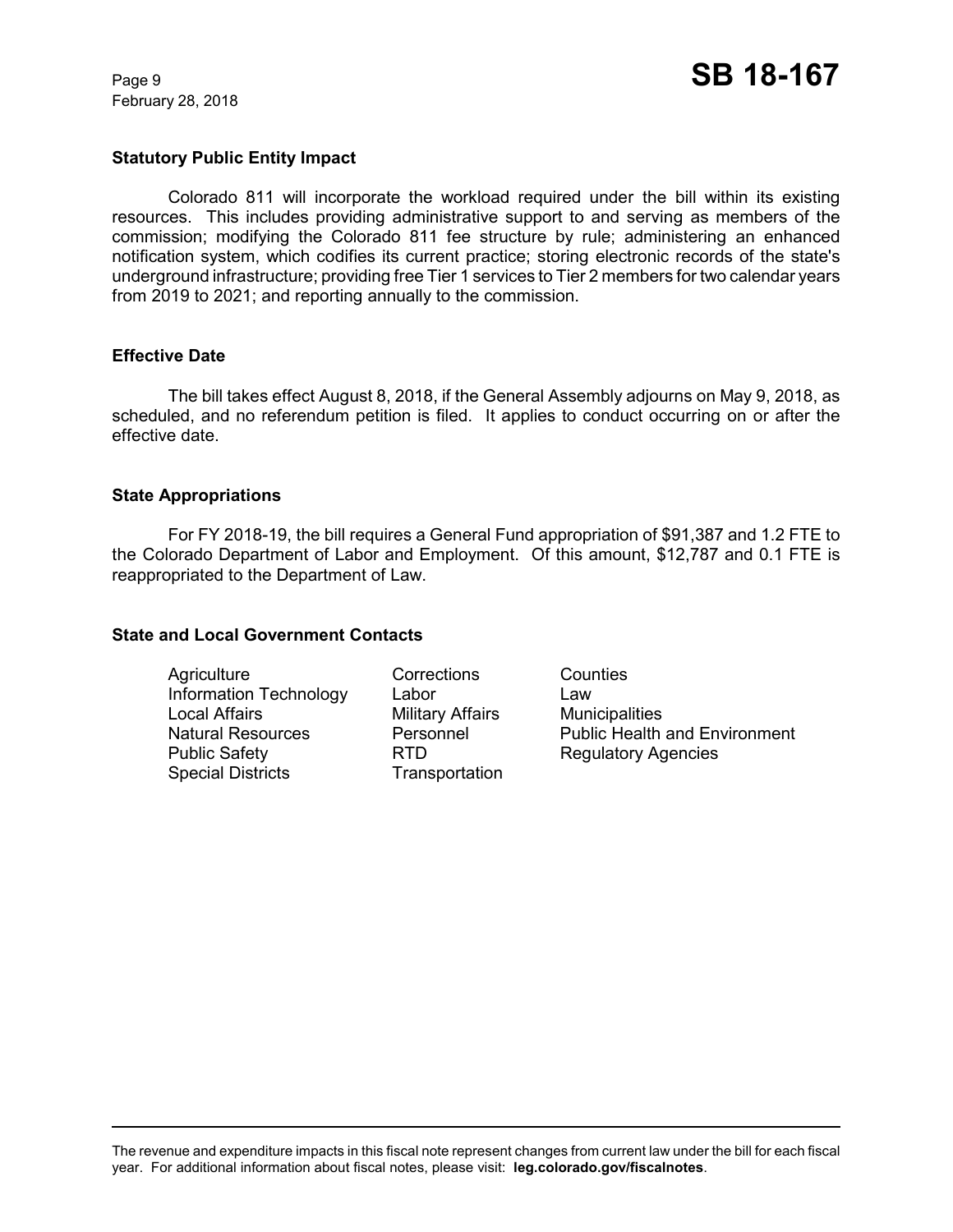### Statutory Public Entity Impact

Colorado 811 will incorporate the workload required under the bill within its existing resources. This includes providing administrative support to and serving as members of the commission; modifying the Colorado 811 fee structure by rule; administering an enhanced notification system, which codifies its current practice; storing electronic records of the state's underground infrastructure; providing free Tier 1 services to Tier 2 members for two calendar years from 2019 to 2021; and reporting annually to the commission.

### Effective Date

The bill takes effect August 8, 2018, if the General Assembly adjourns on May 9, 2018, as scheduled, and no referendum petition is filed. It applies to conduct occurring on or after the effective date.

### State Appropriations

For FY 2018-19, the bill requires a General Fund appropriation of $91,387 and 1.2 FTE to the Colorado Department of Labor and Employment. Of this amount, $12,787 and 0.1 FTE is reappropriated to the Department of Law.

### State and Local Government Contacts

| | | |
|---|---|---|
| Agriculture | Corrections | Counties |
| Information Technology | Labor | Law |
| Local Affairs | Military Affairs | Municipalities |
| Natural Resources | Personnel | Public Health and Environment |
| Public Safety | RTD | Regulatory Agencies |
| Special Districts | Transportation | |

The revenue and expenditure impacts in this fiscal note represent changes from current law under the bill for each fiscal year. For additional information about fiscal notes, please visit: **leg.colorado.gov/fiscalnotes**.